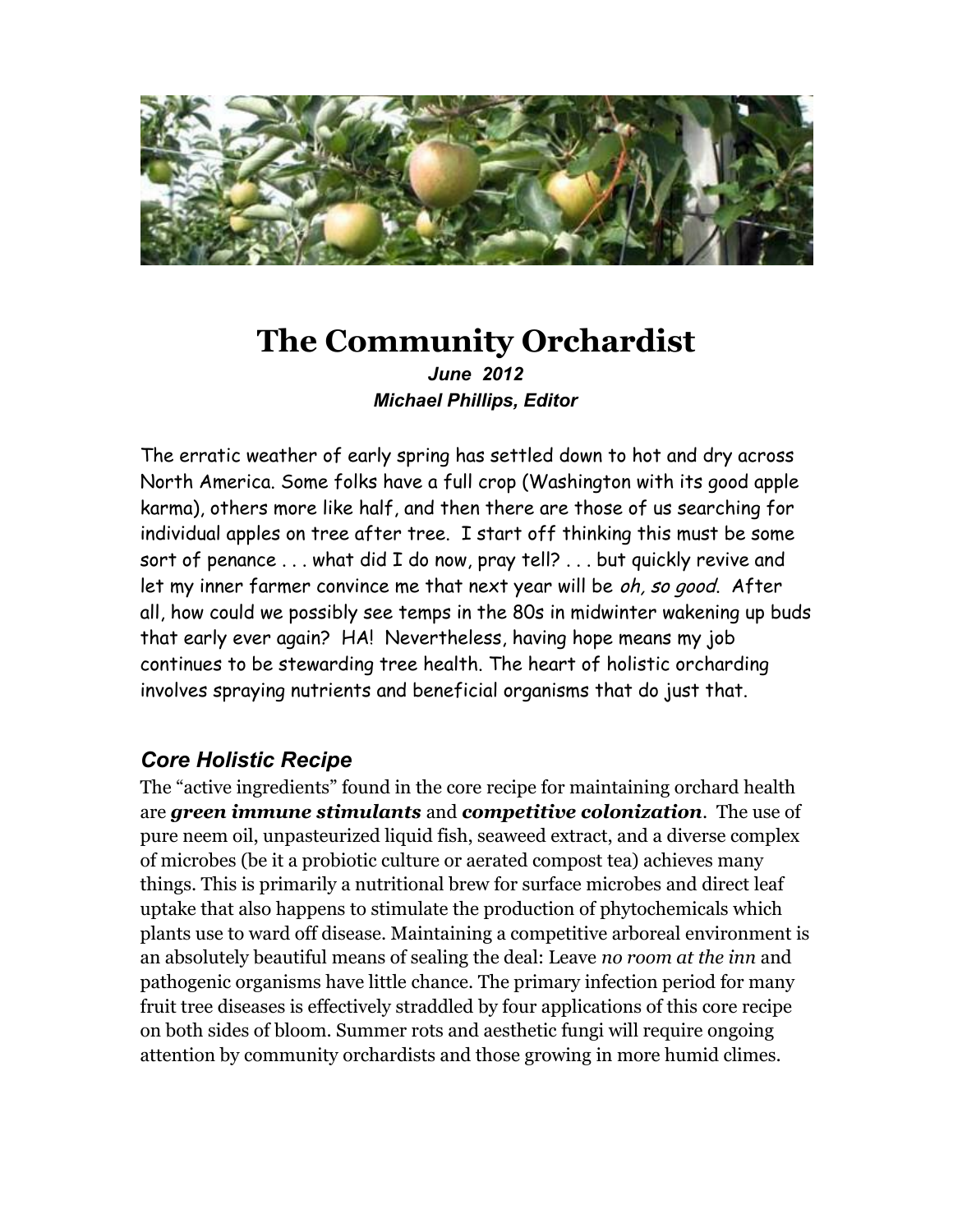# The Community Orchardist

***June 2012***

***Michael Phillips, Editor***

The erratic weather of early spring has settled down to hot and dry across North America. Some folks have a full crop (Washington with its good apple karma), others more like half, and then there are those of us searching for individual apples on tree after tree. I start off thinking this must be some sort of penance . . . what did I do now, pray tell? . . . but quickly revive and let my inner farmer convince me that next year will be *oh, so good*. After all, how could we possibly see temps in the 80s in midwinter wakening up buds that early ever again? HA! Nevertheless, having hope means my job continues to be stewarding tree health. The heart of holistic orcharding involves spraying nutrients and beneficial organisms that do just that.

## *Core Holistic Recipe*

The "active ingredients" found in the core recipe for maintaining orchard health are ***green immune stimulants*** and ***competitive colonization***. The use of pure neem oil, unpasteurized liquid fish, seaweed extract, and a diverse complex of microbes (be it a probiotic culture or aerated compost tea) achieves many things. This is primarily a nutritional brew for surface microbes and direct leaf uptake that also happens to stimulate the production of phytochemicals which plants use to ward off disease. Maintaining a competitive arboreal environment is an absolutely beautiful means of sealing the deal: Leave *no room at the inn* and pathogenic organisms have little chance. The primary infection period for many fruit tree diseases is effectively straddled by four applications of this core recipe on both sides of bloom. Summer rots and aesthetic fungi will require ongoing attention by community orchardists and those growing in more humid climes.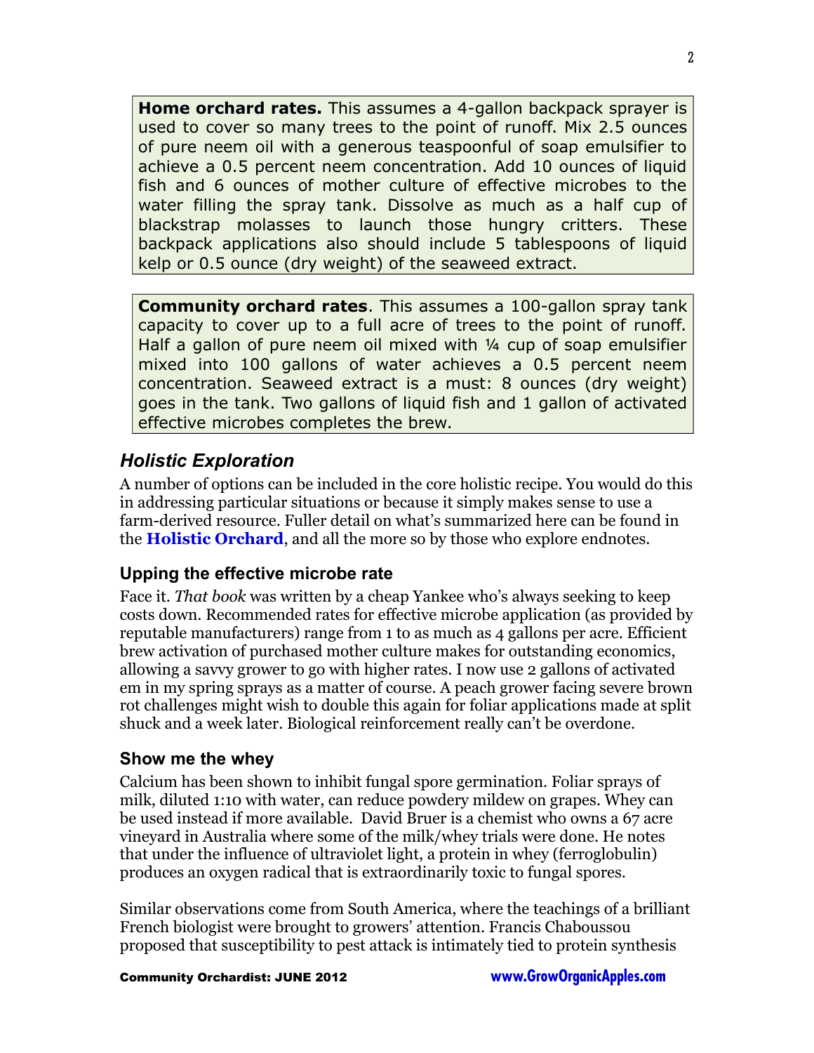**Home orchard rates.** This assumes a 4-gallon backpack sprayer is used to cover so many trees to the point of runoff. Mix 2.5 ounces of pure neem oil with a generous teaspoonful of soap emulsifier to achieve a 0.5 percent neem concentration. Add 10 ounces of liquid fish and 6 ounces of mother culture of effective microbes to the water filling the spray tank. Dissolve as much as a half cup of blackstrap molasses to launch those hungry critters. These backpack applications also should include 5 tablespoons of liquid kelp or 0.5 ounce (dry weight) of the seaweed extract.

**Community orchard rates**. This assumes a 100-gallon spray tank capacity to cover up to a full acre of trees to the point of runoff. Half a gallon of pure neem oil mixed with ¼ cup of soap emulsifier mixed into 100 gallons of water achieves a 0.5 percent neem concentration. Seaweed extract is a must: 8 ounces (dry weight) goes in the tank. Two gallons of liquid fish and 1 gallon of activated effective microbes completes the brew.

## *Holistic Exploration*

A number of options can be included in the core holistic recipe. You would do this in addressing particular situations or because it simply makes sense to use a farm-derived resource. Fuller detail on what's summarized here can be found in the **Holistic Orchard**, and all the more so by those who explore endnotes.

### Upping the effective microbe rate

Face it. *That book* was written by a cheap Yankee who's always seeking to keep costs down. Recommended rates for effective microbe application (as provided by reputable manufacturers) range from 1 to as much as 4 gallons per acre. Efficient brew activation of purchased mother culture makes for outstanding economics, allowing a savvy grower to go with higher rates. I now use 2 gallons of activated em in my spring sprays as a matter of course. A peach grower facing severe brown rot challenges might wish to double this again for foliar applications made at split shuck and a week later. Biological reinforcement really can't be overdone.

### Show me the whey

Calcium has been shown to inhibit fungal spore germination. Foliar sprays of milk, diluted 1:10 with water, can reduce powdery mildew on grapes. Whey can be used instead if more available. David Bruer is a chemist who owns a 67 acre vineyard in Australia where some of the milk/whey trials were done. He notes that under the influence of ultraviolet light, a protein in whey (ferroglobulin) produces an oxygen radical that is extraordinarily toxic to fungal spores.

Similar observations come from South America, where the teachings of a brilliant French biologist were brought to growers' attention. Francis Chaboussou proposed that susceptibility to pest attack is intimately tied to protein synthesis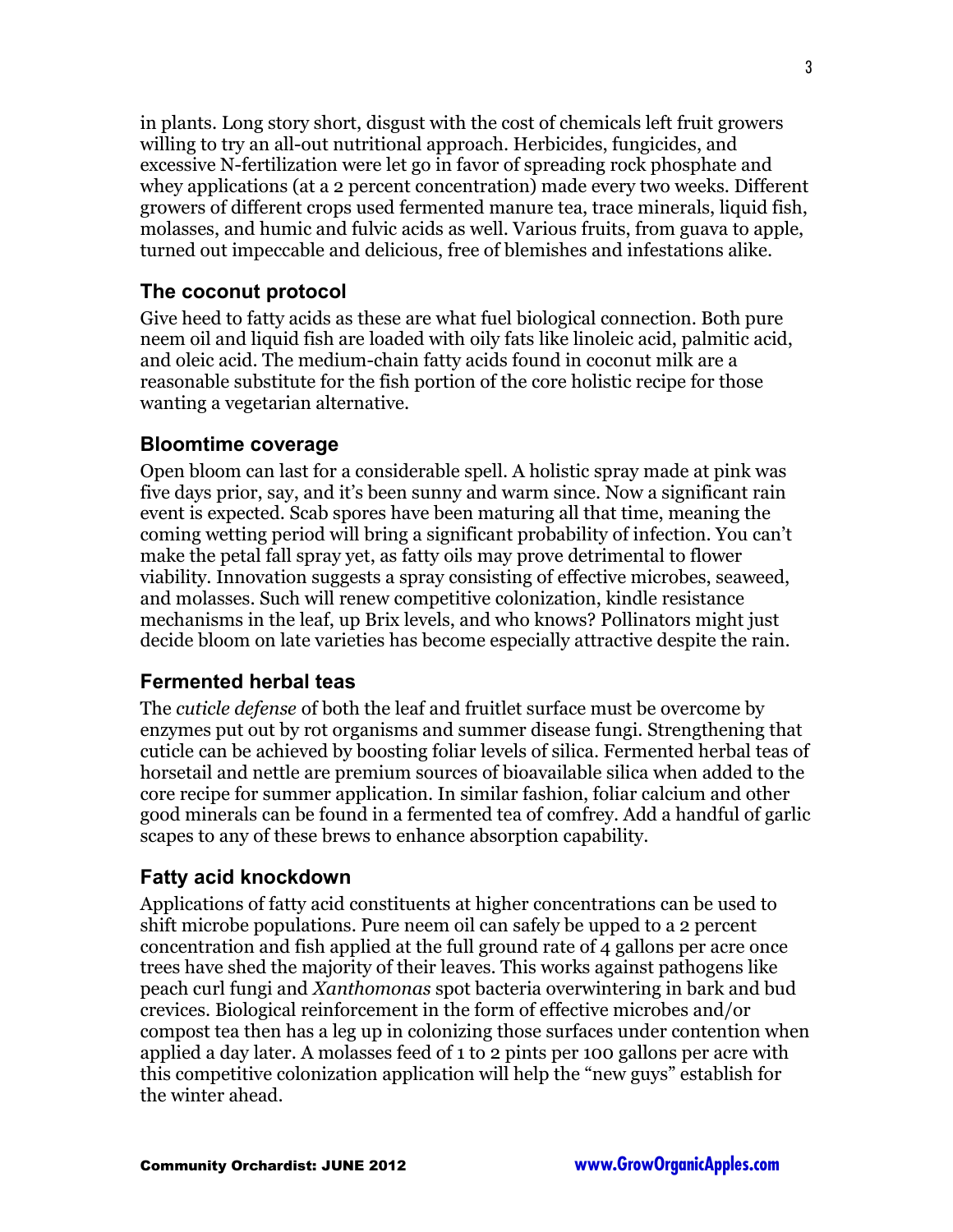in plants. Long story short, disgust with the cost of chemicals left fruit growers willing to try an all-out nutritional approach. Herbicides, fungicides, and excessive N-fertilization were let go in favor of spreading rock phosphate and whey applications (at a 2 percent concentration) made every two weeks. Different growers of different crops used fermented manure tea, trace minerals, liquid fish, molasses, and humic and fulvic acids as well. Various fruits, from guava to apple, turned out impeccable and delicious, free of blemishes and infestations alike.

### The coconut protocol

Give heed to fatty acids as these are what fuel biological connection. Both pure neem oil and liquid fish are loaded with oily fats like linoleic acid, palmitic acid, and oleic acid. The medium-chain fatty acids found in coconut milk are a reasonable substitute for the fish portion of the core holistic recipe for those wanting a vegetarian alternative.

### Bloomtime coverage

Open bloom can last for a considerable spell. A holistic spray made at pink was five days prior, say, and it's been sunny and warm since. Now a significant rain event is expected. Scab spores have been maturing all that time, meaning the coming wetting period will bring a significant probability of infection. You can't make the petal fall spray yet, as fatty oils may prove detrimental to flower viability. Innovation suggests a spray consisting of effective microbes, seaweed, and molasses. Such will renew competitive colonization, kindle resistance mechanisms in the leaf, up Brix levels, and who knows? Pollinators might just decide bloom on late varieties has become especially attractive despite the rain.

### Fermented herbal teas

The *cuticle defense* of both the leaf and fruitlet surface must be overcome by enzymes put out by rot organisms and summer disease fungi. Strengthening that cuticle can be achieved by boosting foliar levels of silica. Fermented herbal teas of horsetail and nettle are premium sources of bioavailable silica when added to the core recipe for summer application. In similar fashion, foliar calcium and other good minerals can be found in a fermented tea of comfrey. Add a handful of garlic scapes to any of these brews to enhance absorption capability.

### Fatty acid knockdown

Applications of fatty acid constituents at higher concentrations can be used to shift microbe populations. Pure neem oil can safely be upped to a 2 percent concentration and fish applied at the full ground rate of 4 gallons per acre once trees have shed the majority of their leaves. This works against pathogens like peach curl fungi and *Xanthomonas* spot bacteria overwintering in bark and bud crevices. Biological reinforcement in the form of effective microbes and/or compost tea then has a leg up in colonizing those surfaces under contention when applied a day later. A molasses feed of 1 to 2 pints per 100 gallons per acre with this competitive colonization application will help the "new guys" establish for the winter ahead.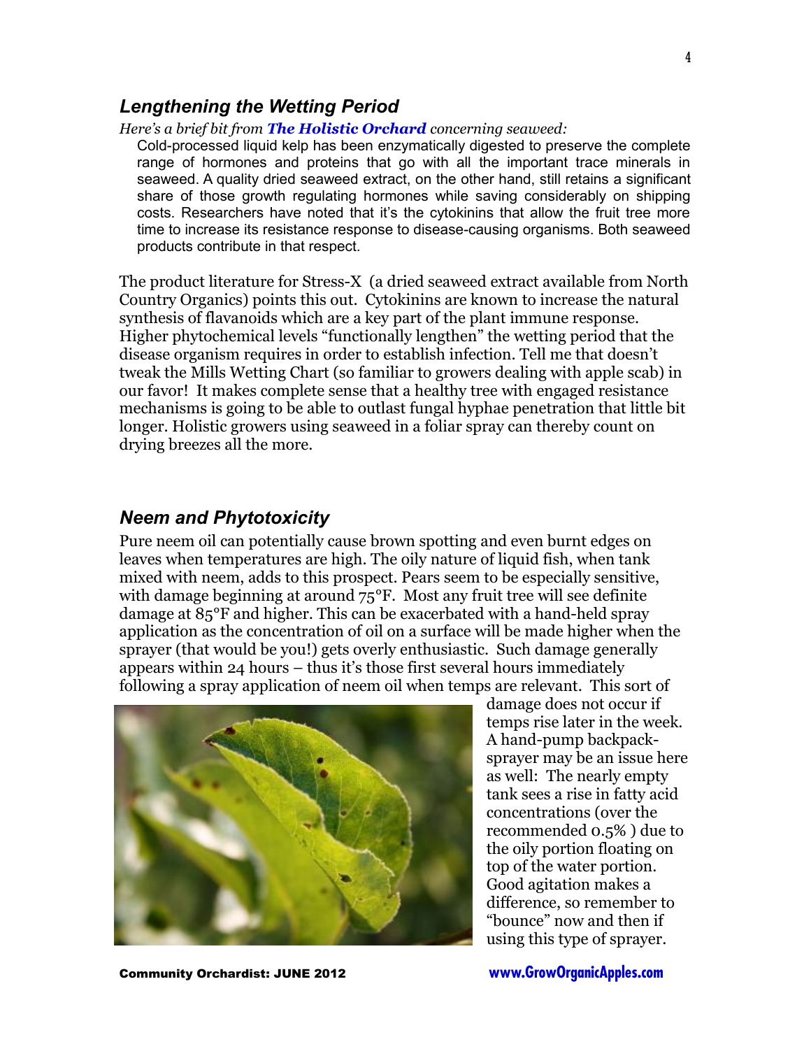## *Lengthening the Wetting Period*

*Here's a brief bit from* ***The Holistic Orchard*** *concerning seaweed:*

> Cold-processed liquid kelp has been enzymatically digested to preserve the complete range of hormones and proteins that go with all the important trace minerals in seaweed. A quality dried seaweed extract, on the other hand, still retains a significant share of those growth regulating hormones while saving considerably on shipping costs. Researchers have noted that it's the cytokinins that allow the fruit tree more time to increase its resistance response to disease-causing organisms. Both seaweed products contribute in that respect.

The product literature for Stress-X (a dried seaweed extract available from North Country Organics) points this out. Cytokinins are known to increase the natural synthesis of flavanoids which are a key part of the plant immune response. Higher phytochemical levels "functionally lengthen" the wetting period that the disease organism requires in order to establish infection. Tell me that doesn't tweak the Mills Wetting Chart (so familiar to growers dealing with apple scab) in our favor! It makes complete sense that a healthy tree with engaged resistance mechanisms is going to be able to outlast fungal hyphae penetration that little bit longer. Holistic growers using seaweed in a foliar spray can thereby count on drying breezes all the more.

## *Neem and Phytotoxicity*

Pure neem oil can potentially cause brown spotting and even burnt edges on leaves when temperatures are high. The oily nature of liquid fish, when tank mixed with neem, adds to this prospect. Pears seem to be especially sensitive, with damage beginning at around 75°F. Most any fruit tree will see definite damage at 85°F and higher. This can be exacerbated with a hand-held spray application as the concentration of oil on a surface will be made higher when the sprayer (that would be you!) gets overly enthusiastic. Such damage generally appears within 24 hours – thus it's those first several hours immediately following a spray application of neem oil when temps are relevant. This sort of damage does not occur if temps rise later in the week. A hand-pump backpack-sprayer may be an issue here as well: The nearly empty tank sees a rise in fatty acid concentrations (over the recommended 0.5% ) due to the oily portion floating on top of the water portion. Good agitation makes a difference, so remember to "bounce" now and then if using this type of sprayer.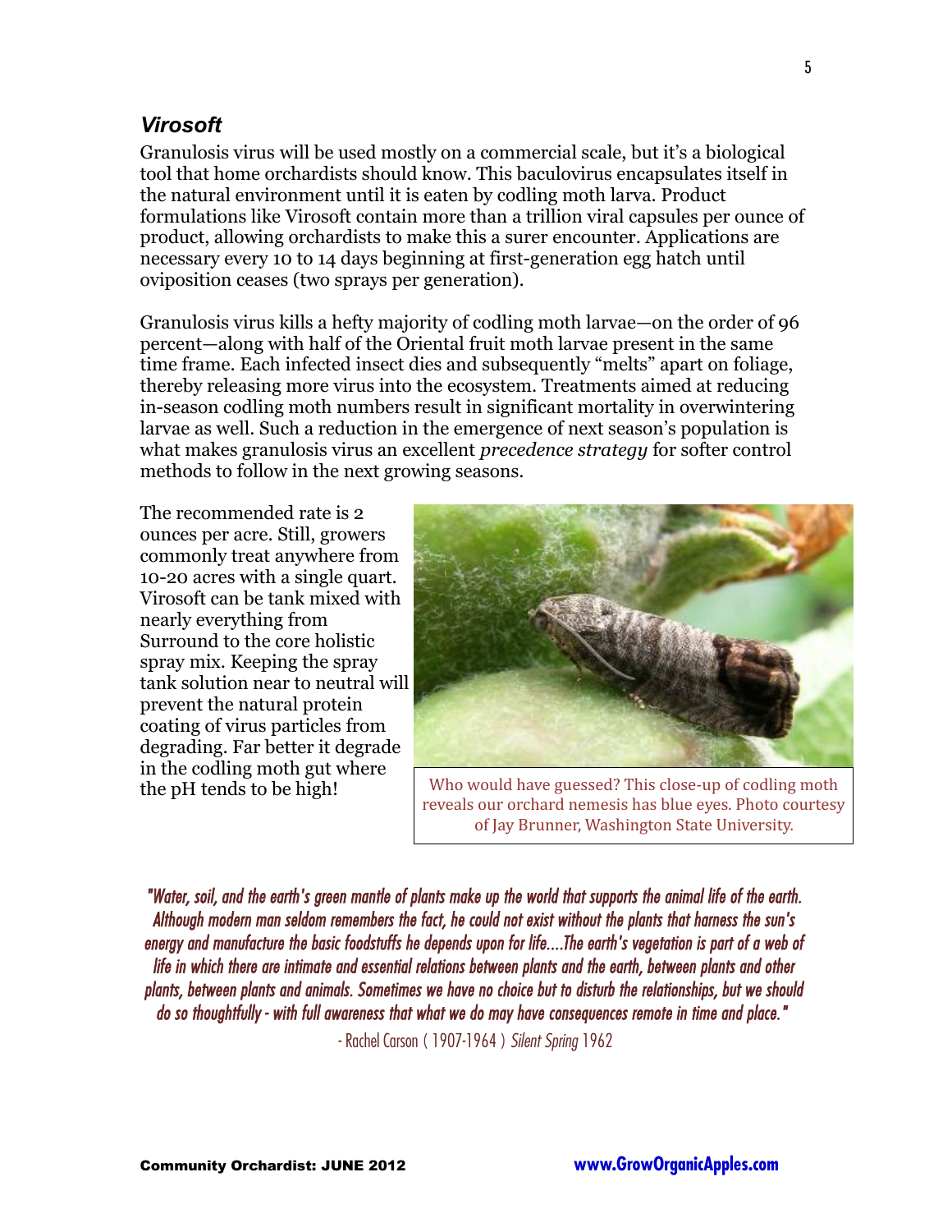### *Virosoft*

Granulosis virus will be used mostly on a commercial scale, but it's a biological tool that home orchardists should know. This baculovirus encapsulates itself in the natural environment until it is eaten by codling moth larva. Product formulations like Virosoft contain more than a trillion viral capsules per ounce of product, allowing orchardists to make this a surer encounter. Applications are necessary every 10 to 14 days beginning at first-generation egg hatch until oviposition ceases (two sprays per generation).

Granulosis virus kills a hefty majority of codling moth larvae—on the order of 96 percent—along with half of the Oriental fruit moth larvae present in the same time frame. Each infected insect dies and subsequently "melts" apart on foliage, thereby releasing more virus into the ecosystem. Treatments aimed at reducing in-season codling moth numbers result in significant mortality in overwintering larvae as well. Such a reduction in the emergence of next season's population is what makes granulosis virus an excellent *precedence strategy* for softer control methods to follow in the next growing seasons.

The recommended rate is 2 ounces per acre. Still, growers commonly treat anywhere from 10-20 acres with a single quart. Virosoft can be tank mixed with nearly everything from Surround to the core holistic spray mix. Keeping the spray tank solution near to neutral will prevent the natural protein coating of virus particles from degrading. Far better it degrade in the codling moth gut where the pH tends to be high!

Who would have guessed? This close-up of codling moth reveals our orchard nemesis has blue eyes. Photo courtesy of Jay Brunner, Washington State University.

*"Water, soil, and the earth's green mantle of plants make up the world that supports the animal life of the earth. Although modern man seldom remembers the fact, he could not exist without the plants that harness the sun's energy and manufacture the basic foodstuffs he depends upon for life....The earth's vegetation is part of a web of life in which there are intimate and essential relations between plants and the earth, between plants and other plants, between plants and animals. Sometimes we have no choice but to disturb the relationships, but we should do so thoughtfully - with full awareness that what we do may have consequences remote in time and place."*

- Rachel Carson ( 1907-1964 ) *Silent Spring* 1962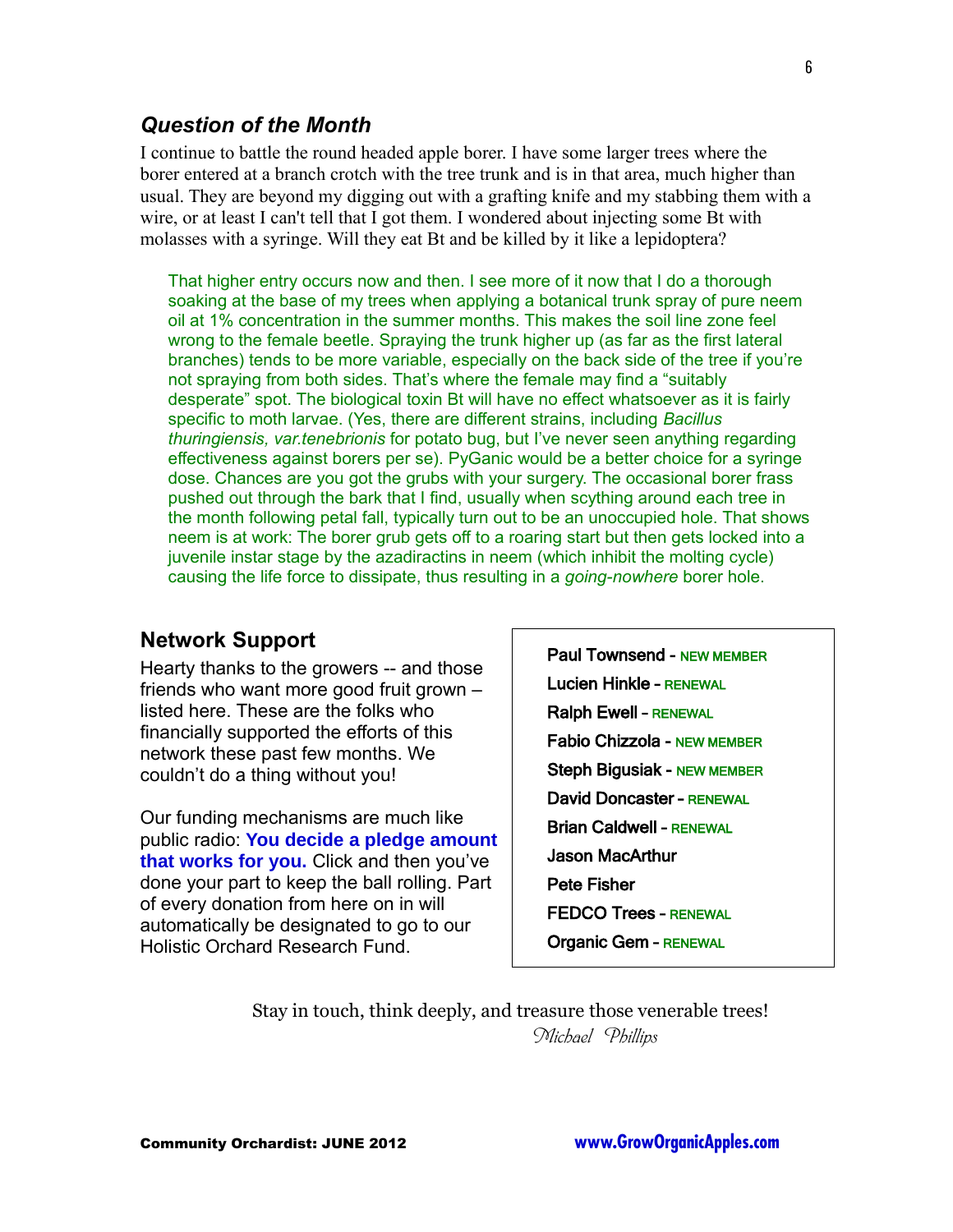## *Question of the Month*

I continue to battle the round headed apple borer. I have some larger trees where the borer entered at a branch crotch with the tree trunk and is in that area, much higher than usual. They are beyond my digging out with a grafting knife and my stabbing them with a wire, or at least I can't tell that I got them. I wondered about injecting some Bt with molasses with a syringe. Will they eat Bt and be killed by it like a lepidoptera?

> That higher entry occurs now and then. I see more of it now that I do a thorough soaking at the base of my trees when applying a botanical trunk spray of pure neem oil at 1% concentration in the summer months. This makes the soil line zone feel wrong to the female beetle. Spraying the trunk higher up (as far as the first lateral branches) tends to be more variable, especially on the back side of the tree if you're not spraying from both sides. That's where the female may find a "suitably desperate" spot. The biological toxin Bt will have no effect whatsoever as it is fairly specific to moth larvae. (Yes, there are different strains, including *Bacillus thuringiensis, var.tenebrionis* for potato bug, but I've never seen anything regarding effectiveness against borers per se). PyGanic would be a better choice for a syringe dose. Chances are you got the grubs with your surgery. The occasional borer frass pushed out through the bark that I find, usually when scything around each tree in the month following petal fall, typically turn out to be an unoccupied hole. That shows neem is at work: The borer grub gets off to a roaring start but then gets locked into a juvenile instar stage by the azadiractins in neem (which inhibit the molting cycle) causing the life force to dissipate, thus resulting in a *going-nowhere* borer hole.

## Network Support

Hearty thanks to the growers -- and those friends who want more good fruit grown – listed here. These are the folks who financially supported the efforts of this network these past few months. We couldn't do a thing without you!

Our funding mechanisms are much like public radio: **You decide a pledge amount that works for you.** Click and then you've done your part to keep the ball rolling. Part of every donation from here on in will automatically be designated to go to our Holistic Orchard Research Fund.

- **Paul Townsend** - NEW MEMBER
- **Lucien Hinkle** - RENEWAL
- **Ralph Ewell** - RENEWAL
- **Fabio Chizzola** - NEW MEMBER
- **Steph Bigusiak** - NEW MEMBER
- **David Doncaster** - RENEWAL
- **Brian Caldwell** - RENEWAL
- **Jason MacArthur**
- **Pete Fisher**
- **FEDCO Trees** - RENEWAL
- **Organic Gem** - RENEWAL

Stay in touch, think deeply, and treasure those venerable trees!

*Michael Phillips*